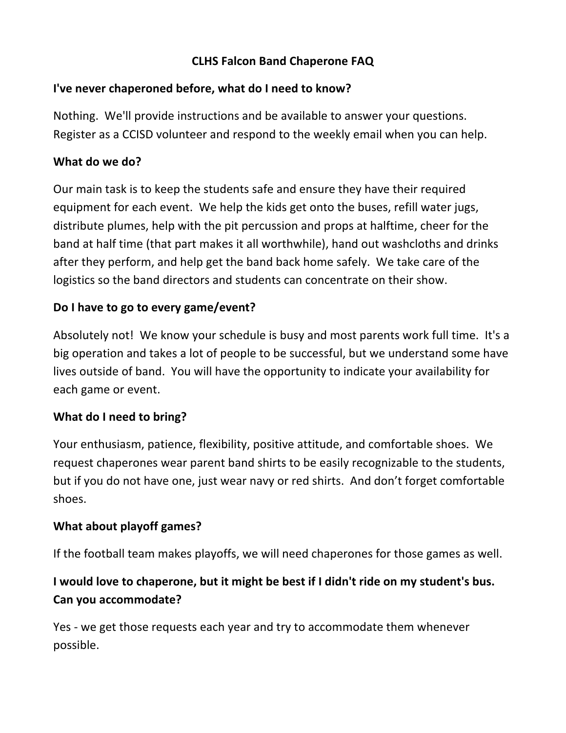# CLHS Falcon Band Chaperone FAQ

**I've never chaperoned before, what do I need to know?**

Nothing. We'll provide instructions and be available to answer your questions. Register as a CCISD volunteer and respond to the weekly email when you can help.

**What do we do?**

Our main task is to keep the students safe and ensure they have their required equipment for each event. We help the kids get onto the buses, refill water jugs, distribute plumes, help with the pit percussion and props at halftime, cheer for the band at half time (that part makes it all worthwhile), hand out washcloths and drinks after they perform, and help get the band back home safely. We take care of the logistics so the band directors and students can concentrate on their show.

**Do I have to go to every game/event?**

Absolutely not! We know your schedule is busy and most parents work full time. It's a big operation and takes a lot of people to be successful, but we understand some have lives outside of band. You will have the opportunity to indicate your availability for each game or event.

**What do I need to bring?**

Your enthusiasm, patience, flexibility, positive attitude, and comfortable shoes. We request chaperones wear parent band shirts to be easily recognizable to the students, but if you do not have one, just wear navy or red shirts. And don't forget comfortable shoes.

**What about playoff games?**

If the football team makes playoffs, we will need chaperones for those games as well.

**I would love to chaperone, but it might be best if I didn't ride on my student's bus. Can you accommodate?**

Yes - we get those requests each year and try to accommodate them whenever possible.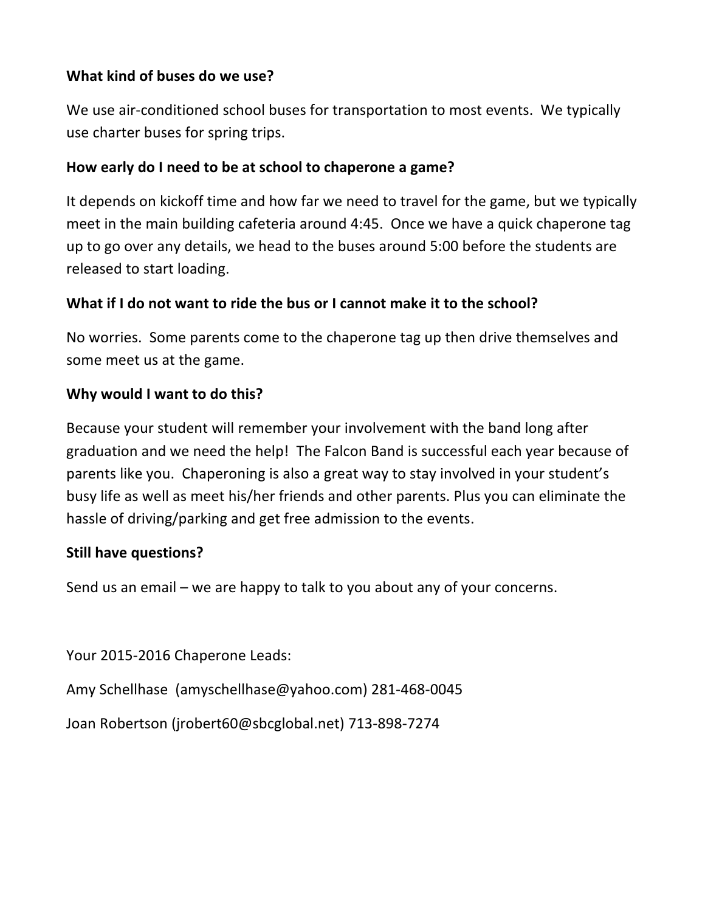**What kind of buses do we use?**

We use air-conditioned school buses for transportation to most events. We typically use charter buses for spring trips.

**How early do I need to be at school to chaperone a game?**

It depends on kickoff time and how far we need to travel for the game, but we typically meet in the main building cafeteria around 4:45. Once we have a quick chaperone tag up to go over any details, we head to the buses around 5:00 before the students are released to start loading.

**What if I do not want to ride the bus or I cannot make it to the school?**

No worries. Some parents come to the chaperone tag up then drive themselves and some meet us at the game.

**Why would I want to do this?**

Because your student will remember your involvement with the band long after graduation and we need the help! The Falcon Band is successful each year because of parents like you. Chaperoning is also a great way to stay involved in your student's busy life as well as meet his/her friends and other parents. Plus you can eliminate the hassle of driving/parking and get free admission to the events.

**Still have questions?**

Send us an email – we are happy to talk to you about any of your concerns.

Your 2015-2016 Chaperone Leads:

Amy Schellhase (amyschellhase@yahoo.com) 281-468-0045

Joan Robertson (jrobert60@sbcglobal.net) 713-898-7274